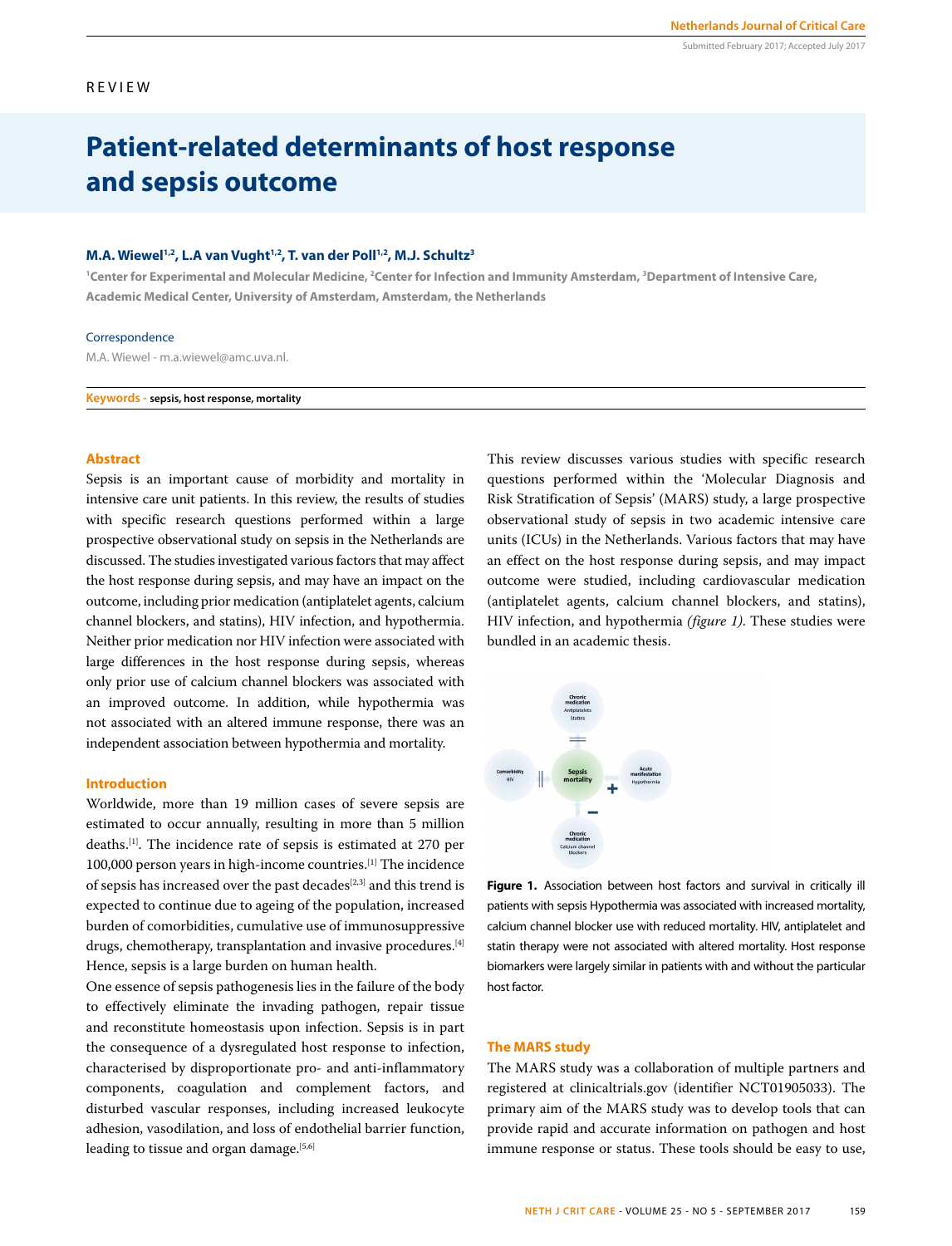REVIEW

# Patient-related determinants of host response and sepsis outcome

**M.A. Wiewel[1,2], L.A van Vught[1,2], T. van der Poll[1,2], M.J. Schultz[3]**

[1]Center for Experimental and Molecular Medicine, [2]Center for Infection and Immunity Amsterdam, [3]Department of Intensive Care, Academic Medical Center, University of Amsterdam, Amsterdam, the Netherlands

Correspondence

M.A. Wiewel - m.a.wiewel@amc.uva.nl.

**Keywords** - sepsis, host response, mortality

## Abstract

Sepsis is an important cause of morbidity and mortality in intensive care unit patients. In this review, the results of studies with specific research questions performed within a large prospective observational study on sepsis in the Netherlands are discussed. The studies investigated various factors that may affect the host response during sepsis, and may have an impact on the outcome, including prior medication (antiplatelet agents, calcium channel blockers, and statins), HIV infection, and hypothermia. Neither prior medication nor HIV infection were associated with large differences in the host response during sepsis, whereas only prior use of calcium channel blockers was associated with an improved outcome. In addition, while hypothermia was not associated with an altered immune response, there was an independent association between hypothermia and mortality.

## Introduction

Worldwide, more than 19 million cases of severe sepsis are estimated to occur annually, resulting in more than 5 million deaths.[1]. The incidence rate of sepsis is estimated at 270 per 100,000 person years in high-income countries.[1] The incidence of sepsis has increased over the past decades[2,3] and this trend is expected to continue due to ageing of the population, increased burden of comorbidities, cumulative use of immunosuppressive drugs, chemotherapy, transplantation and invasive procedures.[4] Hence, sepsis is a large burden on human health.

One essence of sepsis pathogenesis lies in the failure of the body to effectively eliminate the invading pathogen, repair tissue and reconstitute homeostasis upon infection. Sepsis is in part the consequence of a dysregulated host response to infection, characterised by disproportionate pro- and anti-inflammatory components, coagulation and complement factors, and disturbed vascular responses, including increased leukocyte adhesion, vasodilation, and loss of endothelial barrier function, leading to tissue and organ damage.[5,6]

This review discusses various studies with specific research questions performed within the 'Molecular Diagnosis and Risk Stratification of Sepsis' (MARS) study, a large prospective observational study of sepsis in two academic intensive care units (ICUs) in the Netherlands. Various factors that may have an effect on the host response during sepsis, and may impact outcome were studied, including cardiovascular medication (antiplatelet agents, calcium channel blockers, and statins), HIV infection, and hypothermia *(figure 1)*. These studies were bundled in an academic thesis.

**Figure 1.** Association between host factors and survival in critically ill patients with sepsis Hypothermia was associated with increased mortality, calcium channel blocker use with reduced mortality. HIV, antiplatelet and statin therapy were not associated with altered mortality. Host response biomarkers were largely similar in patients with and without the particular host factor.

## The MARS study

The MARS study was a collaboration of multiple partners and registered at clinicaltrials.gov (identifier NCT01905033). The primary aim of the MARS study was to develop tools that can provide rapid and accurate information on pathogen and host immune response or status. These tools should be easy to use,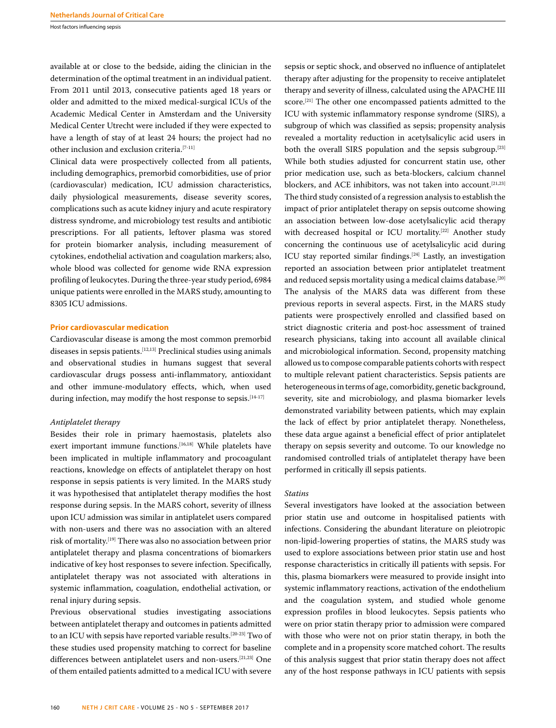available at or close to the bedside, aiding the clinician in the determination of the optimal treatment in an individual patient. From 2011 until 2013, consecutive patients aged 18 years or older and admitted to the mixed medical-surgical ICUs of the Academic Medical Center in Amsterdam and the University Medical Center Utrecht were included if they were expected to have a length of stay of at least 24 hours; the project had no other inclusion and exclusion criteria.[7-11]

Clinical data were prospectively collected from all patients, including demographics, premorbid comorbidities, use of prior (cardiovascular) medication, ICU admission characteristics, daily physiological measurements, disease severity scores, complications such as acute kidney injury and acute respiratory distress syndrome, and microbiology test results and antibiotic prescriptions. For all patients, leftover plasma was stored for protein biomarker analysis, including measurement of cytokines, endothelial activation and coagulation markers; also, whole blood was collected for genome wide RNA expression profiling of leukocytes. During the three-year study period, 6984 unique patients were enrolled in the MARS study, amounting to 8305 ICU admissions.

## Prior cardiovascular medication

Cardiovascular disease is among the most common premorbid diseases in sepsis patients.[12,13] Preclinical studies using animals and observational studies in humans suggest that several cardiovascular drugs possess anti-inflammatory, antioxidant and other immune-modulatory effects, which, when used during infection, may modify the host response to sepsis.[14-17]

### *Antiplatelet therapy*

Besides their role in primary haemostasis, platelets also exert important immune functions.[16,18] While platelets have been implicated in multiple inflammatory and procoagulant reactions, knowledge on effects of antiplatelet therapy on host response in sepsis patients is very limited. In the MARS study it was hypothesised that antiplatelet therapy modifies the host response during sepsis. In the MARS cohort, severity of illness upon ICU admission was similar in antiplatelet users compared with non-users and there was no association with an altered risk of mortality.[19] There was also no association between prior antiplatelet therapy and plasma concentrations of biomarkers indicative of key host responses to severe infection. Specifically, antiplatelet therapy was not associated with alterations in systemic inflammation, coagulation, endothelial activation, or renal injury during sepsis.

Previous observational studies investigating associations between antiplatelet therapy and outcomes in patients admitted to an ICU with sepsis have reported variable results.[20-23] Two of these studies used propensity matching to correct for baseline differences between antiplatelet users and non-users.[21,23] One of them entailed patients admitted to a medical ICU with severe sepsis or septic shock, and observed no influence of antiplatelet therapy after adjusting for the propensity to receive antiplatelet therapy and severity of illness, calculated using the APACHE III score.[21] The other one encompassed patients admitted to the ICU with systemic inflammatory response syndrome (SIRS), a subgroup of which was classified as sepsis; propensity analysis revealed a mortality reduction in acetylsalicylic acid users in both the overall SIRS population and the sepsis subgroup.[23] While both studies adjusted for concurrent statin use, other prior medication use, such as beta-blockers, calcium channel blockers, and ACE inhibitors, was not taken into account.[21,23] The third study consisted of a regression analysis to establish the impact of prior antiplatelet therapy on sepsis outcome showing an association between low-dose acetylsalicylic acid therapy with decreased hospital or ICU mortality.[22] Another study concerning the continuous use of acetylsalicylic acid during ICU stay reported similar findings.[24] Lastly, an investigation reported an association between prior antiplatelet treatment and reduced sepsis mortality using a medical claims database.[20] The analysis of the MARS data was different from these previous reports in several aspects. First, in the MARS study patients were prospectively enrolled and classified based on strict diagnostic criteria and post-hoc assessment of trained research physicians, taking into account all available clinical and microbiological information. Second, propensity matching allowed us to compose comparable patients cohorts with respect to multiple relevant patient characteristics. Sepsis patients are heterogeneous in terms of age, comorbidity, genetic background, severity, site and microbiology, and plasma biomarker levels demonstrated variability between patients, which may explain the lack of effect by prior antiplatelet therapy. Nonetheless, these data argue against a beneficial effect of prior antiplatelet therapy on sepsis severity and outcome. To our knowledge no randomised controlled trials of antiplatelet therapy have been performed in critically ill sepsis patients.

### *Statins*

Several investigators have looked at the association between prior statin use and outcome in hospitalised patients with infections. Considering the abundant literature on pleiotropic non-lipid-lowering properties of statins, the MARS study was used to explore associations between prior statin use and host response characteristics in critically ill patients with sepsis. For this, plasma biomarkers were measured to provide insight into systemic inflammatory reactions, activation of the endothelium and the coagulation system, and studied whole genome expression profiles in blood leukocytes. Sepsis patients who were on prior statin therapy prior to admission were compared with those who were not on prior statin therapy, in both the complete and in a propensity score matched cohort. The results of this analysis suggest that prior statin therapy does not affect any of the host response pathways in ICU patients with sepsis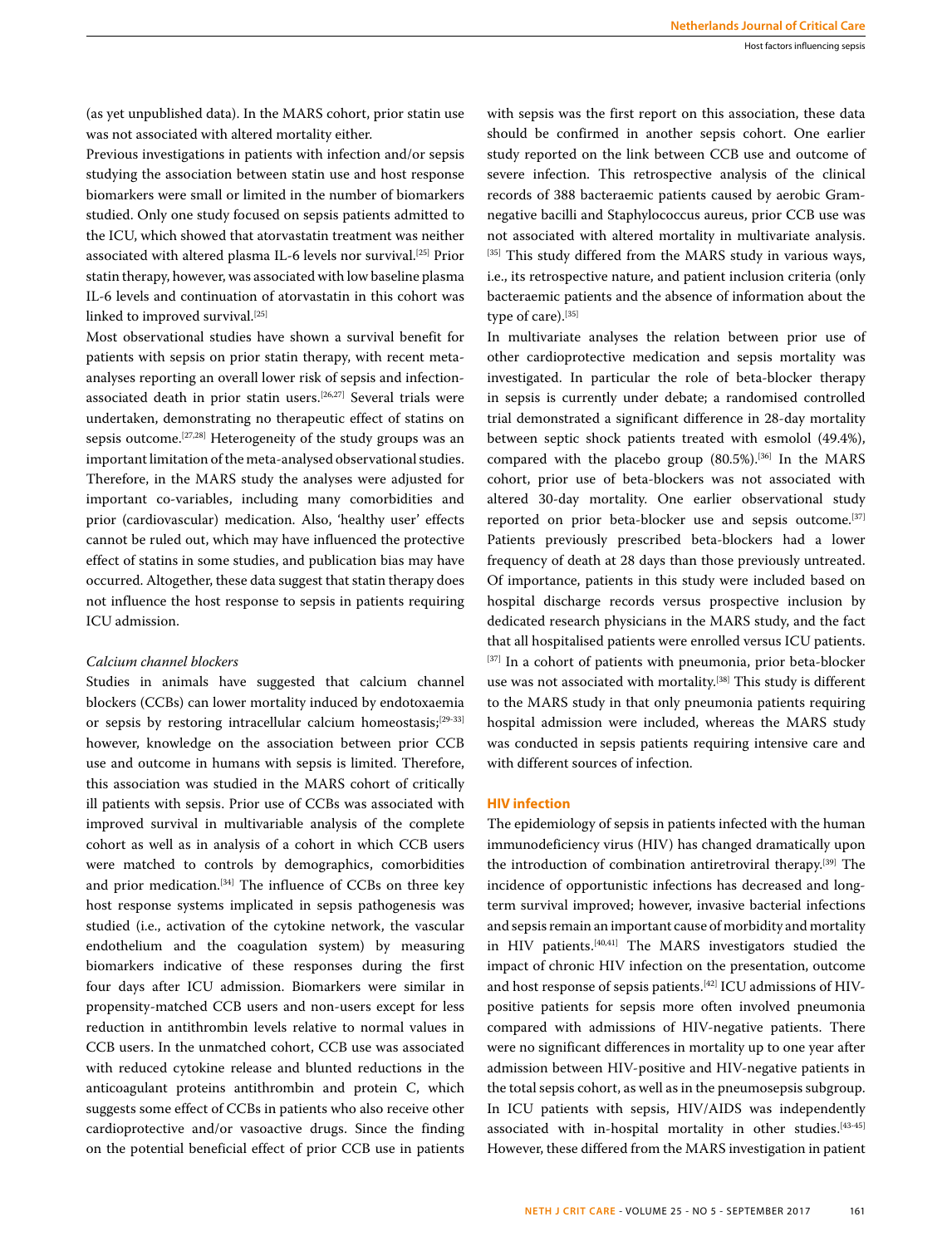(as yet unpublished data). In the MARS cohort, prior statin use was not associated with altered mortality either.

Previous investigations in patients with infection and/or sepsis studying the association between statin use and host response biomarkers were small or limited in the number of biomarkers studied. Only one study focused on sepsis patients admitted to the ICU, which showed that atorvastatin treatment was neither associated with altered plasma IL-6 levels nor survival.[25] Prior statin therapy, however, was associated with low baseline plasma IL-6 levels and continuation of atorvastatin in this cohort was linked to improved survival.[25]

Most observational studies have shown a survival benefit for patients with sepsis on prior statin therapy, with recent meta-analyses reporting an overall lower risk of sepsis and infection-associated death in prior statin users.[26,27] Several trials were undertaken, demonstrating no therapeutic effect of statins on sepsis outcome.[27,28] Heterogeneity of the study groups was an important limitation of the meta-analysed observational studies. Therefore, in the MARS study the analyses were adjusted for important co-variables, including many comorbidities and prior (cardiovascular) medication. Also, 'healthy user' effects cannot be ruled out, which may have influenced the protective effect of statins in some studies, and publication bias may have occurred. Altogether, these data suggest that statin therapy does not influence the host response to sepsis in patients requiring ICU admission.

### *Calcium channel blockers*

Studies in animals have suggested that calcium channel blockers (CCBs) can lower mortality induced by endotoxaemia or sepsis by restoring intracellular calcium homeostasis;[29-33] however, knowledge on the association between prior CCB use and outcome in humans with sepsis is limited. Therefore, this association was studied in the MARS cohort of critically ill patients with sepsis. Prior use of CCBs was associated with improved survival in multivariable analysis of the complete cohort as well as in analysis of a cohort in which CCB users were matched to controls by demographics, comorbidities and prior medication.[34] The influence of CCBs on three key host response systems implicated in sepsis pathogenesis was studied (i.e., activation of the cytokine network, the vascular endothelium and the coagulation system) by measuring biomarkers indicative of these responses during the first four days after ICU admission. Biomarkers were similar in propensity-matched CCB users and non-users except for less reduction in antithrombin levels relative to normal values in CCB users. In the unmatched cohort, CCB use was associated with reduced cytokine release and blunted reductions in the anticoagulant proteins antithrombin and protein C, which suggests some effect of CCBs in patients who also receive other cardioprotective and/or vasoactive drugs. Since the finding on the potential beneficial effect of prior CCB use in patients with sepsis was the first report on this association, these data should be confirmed in another sepsis cohort. One earlier study reported on the link between CCB use and outcome of severe infection. This retrospective analysis of the clinical records of 388 bacteraemic patients caused by aerobic Gram-negative bacilli and Staphylococcus aureus, prior CCB use was not associated with altered mortality in multivariate analysis.[35] This study differed from the MARS study in various ways, i.e., its retrospective nature, and patient inclusion criteria (only bacteraemic patients and the absence of information about the type of care).[35]

In multivariate analyses the relation between prior use of other cardioprotective medication and sepsis mortality was investigated. In particular the role of beta-blocker therapy in sepsis is currently under debate; a randomised controlled trial demonstrated a significant difference in 28-day mortality between septic shock patients treated with esmolol (49.4%), compared with the placebo group (80.5%).[36] In the MARS cohort, prior use of beta-blockers was not associated with altered 30-day mortality. One earlier observational study reported on prior beta-blocker use and sepsis outcome.[37] Patients previously prescribed beta-blockers had a lower frequency of death at 28 days than those previously untreated. Of importance, patients in this study were included based on hospital discharge records versus prospective inclusion by dedicated research physicians in the MARS study, and the fact that all hospitalised patients were enrolled versus ICU patients.[37] In a cohort of patients with pneumonia, prior beta-blocker use was not associated with mortality.[38] This study is different to the MARS study in that only pneumonia patients requiring hospital admission were included, whereas the MARS study was conducted in sepsis patients requiring intensive care and with different sources of infection.

## HIV infection

The epidemiology of sepsis in patients infected with the human immunodeficiency virus (HIV) has changed dramatically upon the introduction of combination antiretroviral therapy.[39] The incidence of opportunistic infections has decreased and long-term survival improved; however, invasive bacterial infections and sepsis remain an important cause of morbidity and mortality in HIV patients.[40,41] The MARS investigators studied the impact of chronic HIV infection on the presentation, outcome and host response of sepsis patients.[42] ICU admissions of HIV-positive patients for sepsis more often involved pneumonia compared with admissions of HIV-negative patients. There were no significant differences in mortality up to one year after admission between HIV-positive and HIV-negative patients in the total sepsis cohort, as well as in the pneumosepsis subgroup. In ICU patients with sepsis, HIV/AIDS was independently associated with in-hospital mortality in other studies.[43-45] However, these differed from the MARS investigation in patient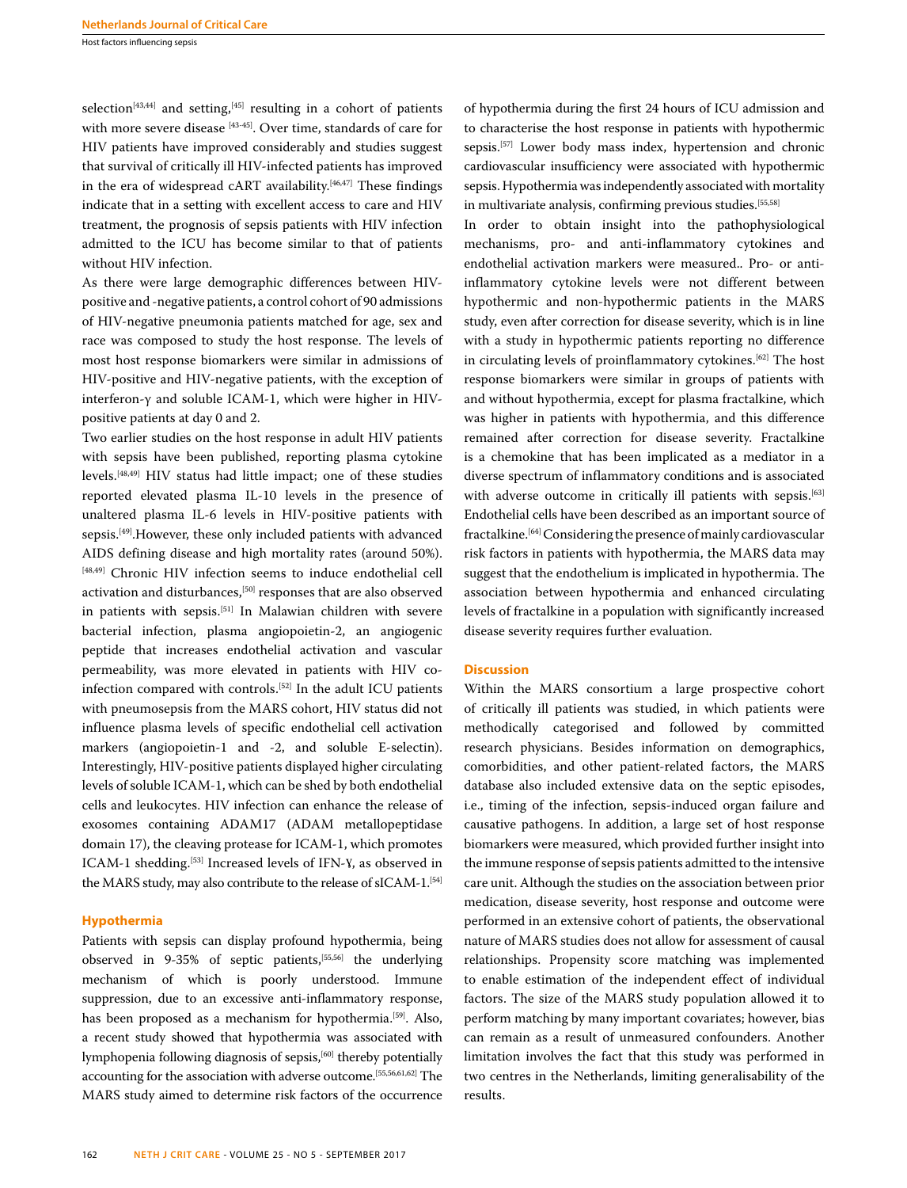selection[43,44] and setting,[45] resulting in a cohort of patients with more severe disease [43-45]. Over time, standards of care for HIV patients have improved considerably and studies suggest that survival of critically ill HIV-infected patients has improved in the era of widespread cART availability.[46,47] These findings indicate that in a setting with excellent access to care and HIV treatment, the prognosis of sepsis patients with HIV infection admitted to the ICU has become similar to that of patients without HIV infection.

As there were large demographic differences between HIV-positive and -negative patients, a control cohort of 90 admissions of HIV-negative pneumonia patients matched for age, sex and race was composed to study the host response. The levels of most host response biomarkers were similar in admissions of HIV-positive and HIV-negative patients, with the exception of interferon-γ and soluble ICAM-1, which were higher in HIV-positive patients at day 0 and 2.

Two earlier studies on the host response in adult HIV patients with sepsis have been published, reporting plasma cytokine levels.[48,49] HIV status had little impact; one of these studies reported elevated plasma IL-10 levels in the presence of unaltered plasma IL-6 levels in HIV-positive patients with sepsis.[49].However, these only included patients with advanced AIDS defining disease and high mortality rates (around 50%).[48,49] Chronic HIV infection seems to induce endothelial cell activation and disturbances,[50] responses that are also observed in patients with sepsis.[51] In Malawian children with severe bacterial infection, plasma angiopoietin-2, an angiogenic peptide that increases endothelial activation and vascular permeability, was more elevated in patients with HIV co-infection compared with controls.[52] In the adult ICU patients with pneumosepsis from the MARS cohort, HIV status did not influence plasma levels of specific endothelial cell activation markers (angiopoietin-1 and -2, and soluble E-selectin). Interestingly, HIV-positive patients displayed higher circulating levels of soluble ICAM-1, which can be shed by both endothelial cells and leukocytes. HIV infection can enhance the release of exosomes containing ADAM17 (ADAM metallopeptidase domain 17), the cleaving protease for ICAM-1, which promotes ICAM-1 shedding.[53] Increased levels of IFN-ɣ, as observed in the MARS study, may also contribute to the release of sICAM-1.[54]

### Hypothermia

Patients with sepsis can display profound hypothermia, being observed in 9-35% of septic patients,[55,56] the underlying mechanism of which is poorly understood. Immune suppression, due to an excessive anti-inflammatory response, has been proposed as a mechanism for hypothermia.[59]. Also, a recent study showed that hypothermia was associated with lymphopenia following diagnosis of sepsis,[60] thereby potentially accounting for the association with adverse outcome.[55,56,61,62] The MARS study aimed to determine risk factors of the occurrence of hypothermia during the first 24 hours of ICU admission and to characterise the host response in patients with hypothermic sepsis.[57] Lower body mass index, hypertension and chronic cardiovascular insufficiency were associated with hypothermic sepsis. Hypothermia was independently associated with mortality in multivariate analysis, confirming previous studies.[55,58]

In order to obtain insight into the pathophysiological mechanisms, pro- and anti-inflammatory cytokines and endothelial activation markers were measured.. Pro- or anti-inflammatory cytokine levels were not different between hypothermic and non-hypothermic patients in the MARS study, even after correction for disease severity, which is in line with a study in hypothermic patients reporting no difference in circulating levels of proinflammatory cytokines.[62] The host response biomarkers were similar in groups of patients with and without hypothermia, except for plasma fractalkine, which was higher in patients with hypothermia, and this difference remained after correction for disease severity. Fractalkine is a chemokine that has been implicated as a mediator in a diverse spectrum of inflammatory conditions and is associated with adverse outcome in critically ill patients with sepsis.[63] Endothelial cells have been described as an important source of fractalkine.[64] Considering the presence of mainly cardiovascular risk factors in patients with hypothermia, the MARS data may suggest that the endothelium is implicated in hypothermia. The association between hypothermia and enhanced circulating levels of fractalkine in a population with significantly increased disease severity requires further evaluation.

## Discussion

Within the MARS consortium a large prospective cohort of critically ill patients was studied, in which patients were methodically categorised and followed by committed research physicians. Besides information on demographics, comorbidities, and other patient-related factors, the MARS database also included extensive data on the septic episodes, i.e., timing of the infection, sepsis-induced organ failure and causative pathogens. In addition, a large set of host response biomarkers were measured, which provided further insight into the immune response of sepsis patients admitted to the intensive care unit. Although the studies on the association between prior medication, disease severity, host response and outcome were performed in an extensive cohort of patients, the observational nature of MARS studies does not allow for assessment of causal relationships. Propensity score matching was implemented to enable estimation of the independent effect of individual factors. The size of the MARS study population allowed it to perform matching by many important covariates; however, bias can remain as a result of unmeasured confounders. Another limitation involves the fact that this study was performed in two centres in the Netherlands, limiting generalisability of the results.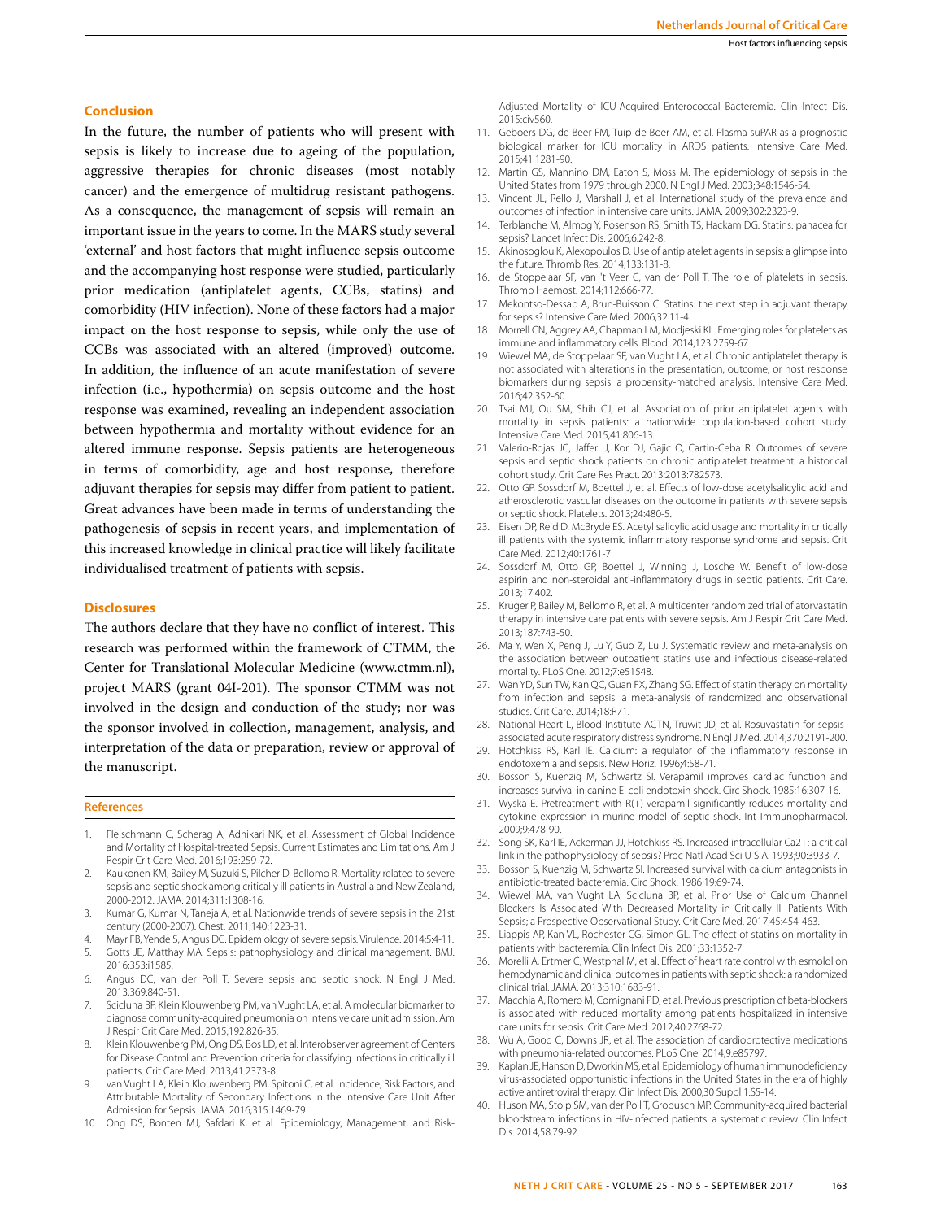## Conclusion

In the future, the number of patients who will present with sepsis is likely to increase due to ageing of the population, aggressive therapies for chronic diseases (most notably cancer) and the emergence of multidrug resistant pathogens. As a consequence, the management of sepsis will remain an important issue in the years to come. In the MARS study several 'external' and host factors that might influence sepsis outcome and the accompanying host response were studied, particularly prior medication (antiplatelet agents, CCBs, statins) and comorbidity (HIV infection). None of these factors had a major impact on the host response to sepsis, while only the use of CCBs was associated with an altered (improved) outcome. In addition, the influence of an acute manifestation of severe infection (i.e., hypothermia) on sepsis outcome and the host response was examined, revealing an independent association between hypothermia and mortality without evidence for an altered immune response. Sepsis patients are heterogeneous in terms of comorbidity, age and host response, therefore adjuvant therapies for sepsis may differ from patient to patient. Great advances have been made in terms of understanding the pathogenesis of sepsis in recent years, and implementation of this increased knowledge in clinical practice will likely facilitate individualised treatment of patients with sepsis.

## Disclosures

The authors declare that they have no conflict of interest. This research was performed within the framework of CTMM, the Center for Translational Molecular Medicine (www.ctmm.nl), project MARS (grant 04I-201). The sponsor CTMM was not involved in the design and conduction of the study; nor was the sponsor involved in collection, management, analysis, and interpretation of the data or preparation, review or approval of the manuscript.

## References

1. Fleischmann C, Scherag A, Adhikari NK, et al. Assessment of Global Incidence and Mortality of Hospital-treated Sepsis. Current Estimates and Limitations. Am J Respir Crit Care Med. 2016;193:259-72.
2. Kaukonen KM, Bailey M, Suzuki S, Pilcher D, Bellomo R. Mortality related to severe sepsis and septic shock among critically ill patients in Australia and New Zealand, 2000-2012. JAMA. 2014;311:1308-16.
3. Kumar G, Kumar N, Taneja A, et al. Nationwide trends of severe sepsis in the 21st century (2000-2007). Chest. 2011;140:1223-31.
4. Mayr FB, Yende S, Angus DC. Epidemiology of severe sepsis. Virulence. 2014;5:4-11.
5. Gotts JE, Matthay MA. Sepsis: pathophysiology and clinical management. BMJ. 2016;353:i1585.
6. Angus DC, van der Poll T. Severe sepsis and septic shock. N Engl J Med. 2013;369:840-51.
7. Scicluna BP, Klein Klouwenberg PM, van Vught LA, et al. A molecular biomarker to diagnose community-acquired pneumonia on intensive care unit admission. Am J Respir Crit Care Med. 2015;192:826-35.
8. Klein Klouwenberg PM, Ong DS, Bos LD, et al. Interobserver agreement of Centers for Disease Control and Prevention criteria for classifying infections in critically ill patients. Crit Care Med. 2013;41:2373-8.
9. van Vught LA, Klein Klouwenberg PM, Spitoni C, et al. Incidence, Risk Factors, and Attributable Mortality of Secondary Infections in the Intensive Care Unit After Admission for Sepsis. JAMA. 2016;315:1469-79.
10. Ong DS, Bonten MJ, Safdari K, et al. Epidemiology, Management, and Risk-Adjusted Mortality of ICU-Acquired Enterococcal Bacteremia. Clin Infect Dis. 2015:civ560.
11. Geboers DG, de Beer FM, Tuip-de Boer AM, et al. Plasma suPAR as a prognostic biological marker for ICU mortality in ARDS patients. Intensive Care Med. 2015;41:1281-90.
12. Martin GS, Mannino DM, Eaton S, Moss M. The epidemiology of sepsis in the United States from 1979 through 2000. N Engl J Med. 2003;348:1546-54.
13. Vincent JL, Rello J, Marshall J, et al. International study of the prevalence and outcomes of infection in intensive care units. JAMA. 2009;302:2323-9.
14. Terblanche M, Almog Y, Rosenson RS, Smith TS, Hackam DG. Statins: panacea for sepsis? Lancet Infect Dis. 2006;6:242-8.
15. Akinosoglou K, Alexopoulos D. Use of antiplatelet agents in sepsis: a glimpse into the future. Thromb Res. 2014;133:131-8.
16. de Stoppelaar SF, van 't Veer C, van der Poll T. The role of platelets in sepsis. Thromb Haemost. 2014;112:666-77.
17. Mekontso-Dessap A, Brun-Buisson C. Statins: the next step in adjuvant therapy for sepsis? Intensive Care Med. 2006;32:11-4.
18. Morrell CN, Aggrey AA, Chapman LM, Modjeski KL. Emerging roles for platelets as immune and inflammatory cells. Blood. 2014;123:2759-67.
19. Wiewel MA, de Stoppelaar SF, van Vught LA, et al. Chronic antiplatelet therapy is not associated with alterations in the presentation, outcome, or host response biomarkers during sepsis: a propensity-matched analysis. Intensive Care Med. 2016;42:352-60.
20. Tsai MJ, Ou SM, Shih CJ, et al. Association of prior antiplatelet agents with mortality in sepsis patients: a nationwide population-based cohort study. Intensive Care Med. 2015;41:806-13.
21. Valerio-Rojas JC, Jaffer IJ, Kor DJ, Gajic O, Cartin-Ceba R. Outcomes of severe sepsis and septic shock patients on chronic antiplatelet treatment: a historical cohort study. Crit Care Res Pract. 2013;2013:782573.
22. Otto GP, Sossdorf M, Boettel J, et al. Effects of low-dose acetylsalicylic acid and atherosclerotic vascular diseases on the outcome in patients with severe sepsis or septic shock. Platelets. 2013;24:480-5.
23. Eisen DP, Reid D, McBryde ES. Acetyl salicylic acid usage and mortality in critically ill patients with the systemic inflammatory response syndrome and sepsis. Crit Care Med. 2012;40:1761-7.
24. Sossdorf M, Otto GP, Boettel J, Winning J, Losche W. Benefit of low-dose aspirin and non-steroidal anti-inflammatory drugs in septic patients. Crit Care. 2013;17:402.
25. Kruger P, Bailey M, Bellomo R, et al. A multicenter randomized trial of atorvastatin therapy in intensive care patients with severe sepsis. Am J Respir Crit Care Med. 2013;187:743-50.
26. Ma Y, Wen X, Peng J, Lu Y, Guo Z, Lu J. Systematic review and meta-analysis on the association between outpatient statins use and infectious disease-related mortality. PLoS One. 2012;7:e51548.
27. Wan YD, Sun TW, Kan QC, Guan FX, Zhang SG. Effect of statin therapy on mortality from infection and sepsis: a meta-analysis of randomized and observational studies. Crit Care. 2014;18:R71.
28. National Heart L, Blood Institute ACTN, Truwit JD, et al. Rosuvastatin for sepsis-associated acute respiratory distress syndrome. N Engl J Med. 2014;370:2191-200.
29. Hotchkiss RS, Karl IE. Calcium: a regulator of the inflammatory response in endotoxemia and sepsis. New Horiz. 1996;4:58-71.
30. Bosson S, Kuenzig M, Schwartz SI. Verapamil improves cardiac function and increases survival in canine E. coli endotoxin shock. Circ Shock. 1985;16:307-16.
31. Wyska E. Pretreatment with R(+)-verapamil significantly reduces mortality and cytokine expression in murine model of septic shock. Int Immunopharmacol. 2009;9:478-90.
32. Song SK, Karl IE, Ackerman JJ, Hotchkiss RS. Increased intracellular Ca2+: a critical link in the pathophysiology of sepsis? Proc Natl Acad Sci U S A. 1993;90:3933-7.
33. Bosson S, Kuenzig M, Schwartz SI. Increased survival with calcium antagonists in antibiotic-treated bacteremia. Circ Shock. 1986;19:69-74.
34. Wiewel MA, van Vught LA, Scicluna BP, et al. Prior Use of Calcium Channel Blockers Is Associated With Decreased Mortality in Critically Ill Patients With Sepsis; a Prospective Observational Study. Crit Care Med. 2017;45:454-463.
35. Liappis AP, Kan VL, Rochester CG, Simon GL. The effect of statins on mortality in patients with bacteremia. Clin Infect Dis. 2001;33:1352-7.
36. Morelli A, Ertmer C, Westphal M, et al. Effect of heart rate control with esmolol on hemodynamic and clinical outcomes in patients with septic shock: a randomized clinical trial. JAMA. 2013;310:1683-91.
37. Macchia A, Romero M, Comignani PD, et al. Previous prescription of beta-blockers is associated with reduced mortality among patients hospitalized in intensive care units for sepsis. Crit Care Med. 2012;40:2768-72.
38. Wu A, Good C, Downs JR, et al. The association of cardioprotective medications with pneumonia-related outcomes. PLoS One. 2014;9:e85797.
39. Kaplan JE, Hanson D, Dworkin MS, et al. Epidemiology of human immunodeficiency virus-associated opportunistic infections in the United States in the era of highly active antiretroviral therapy. Clin Infect Dis. 2000;30 Suppl 1:S5-14.
40. Huson MA, Stolp SM, van der Poll T, Grobusch MP. Community-acquired bacterial bloodstream infections in HIV-infected patients: a systematic review. Clin Infect Dis. 2014;58:79-92.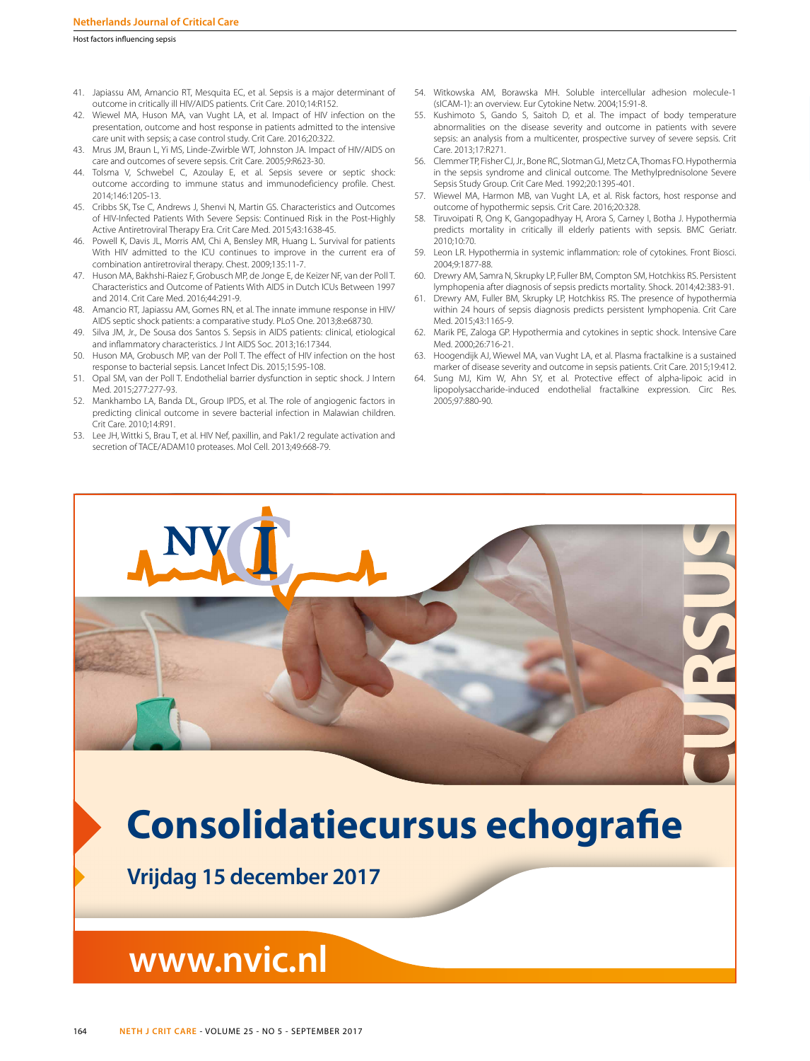41. Japiassu AM, Amancio RT, Mesquita EC, et al. Sepsis is a major determinant of outcome in critically ill HIV/AIDS patients. Crit Care. 2010;14:R152.
42. Wiewel MA, Huson MA, van Vught LA, et al. Impact of HIV infection on the presentation, outcome and host response in patients admitted to the intensive care unit with sepsis; a case control study. Crit Care. 2016;20:322.
43. Mrus JM, Braun L, Yi MS, Linde-Zwirble WT, Johnston JA. Impact of HIV/AIDS on care and outcomes of severe sepsis. Crit Care. 2005;9:R623-30.
44. Tolsma V, Schwebel C, Azoulay E, et al. Sepsis severe or septic shock: outcome according to immune status and immunodeficiency profile. Chest. 2014;146:1205-13.
45. Cribbs SK, Tse C, Andrews J, Shenvi N, Martin GS. Characteristics and Outcomes of HIV-Infected Patients With Severe Sepsis: Continued Risk in the Post-Highly Active Antiretroviral Therapy Era. Crit Care Med. 2015;43:1638-45.
46. Powell K, Davis JL, Morris AM, Chi A, Bensley MR, Huang L. Survival for patients With HIV admitted to the ICU continues to improve in the current era of combination antiretroviral therapy. Chest. 2009;135:11-7.
47. Huson MA, Bakhshi-Raiez F, Grobusch MP, de Jonge E, de Keizer NF, van der Poll T. Characteristics and Outcome of Patients With AIDS in Dutch ICUs Between 1997 and 2014. Crit Care Med. 2016;44:291-9.
48. Amancio RT, Japiassu AM, Gomes RN, et al. The innate immune response in HIV/AIDS septic shock patients: a comparative study. PLoS One. 2013;8:e68730.
49. Silva JM, Jr., De Sousa dos Santos S. Sepsis in AIDS patients: clinical, etiological and inflammatory characteristics. J Int AIDS Soc. 2013;16:17344.
50. Huson MA, Grobusch MP, van der Poll T. The effect of HIV infection on the host response to bacterial sepsis. Lancet Infect Dis. 2015;15:95-108.
51. Opal SM, van der Poll T. Endothelial barrier dysfunction in septic shock. J Intern Med. 2015;277:277-93.
52. Mankhambo LA, Banda DL, Group IPDS, et al. The role of angiogenic factors in predicting clinical outcome in severe bacterial infection in Malawian children. Crit Care. 2010;14:R91.
53. Lee JH, Wittki S, Brau T, et al. HIV Nef, paxillin, and Pak1/2 regulate activation and secretion of TACE/ADAM10 proteases. Mol Cell. 2013;49:668-79.
54. Witkowska AM, Borawska MH. Soluble intercellular adhesion molecule-1 (sICAM-1): an overview. Eur Cytokine Netw. 2004;15:91-8.
55. Kushimoto S, Gando S, Saitoh D, et al. The impact of body temperature abnormalities on the disease severity and outcome in patients with severe sepsis: an analysis from a multicenter, prospective survey of severe sepsis. Crit Care. 2013;17:R271.
56. Clemmer TP, Fisher CJ, Jr., Bone RC, Slotman GJ, Metz CA, Thomas FO. Hypothermia in the sepsis syndrome and clinical outcome. The Methylprednisolone Severe Sepsis Study Group. Crit Care Med. 1992;20:1395-401.
57. Wiewel MA, Harmon MB, van Vught LA, et al. Risk factors, host response and outcome of hypothermic sepsis. Crit Care. 2016;20:328.
58. Tiruvoipati R, Ong K, Gangopadhyay H, Arora S, Carney I, Botha J. Hypothermia predicts mortality in critically ill elderly patients with sepsis. BMC Geriatr. 2010;10:70.
59. Leon LR. Hypothermia in systemic inflammation: role of cytokines. Front Biosci. 2004;9:1877-88.
60. Drewry AM, Samra N, Skrupky LP, Fuller BM, Compton SM, Hotchkiss RS. Persistent lymphopenia after diagnosis of sepsis predicts mortality. Shock. 2014;42:383-91.
61. Drewry AM, Fuller BM, Skrupky LP, Hotchkiss RS. The presence of hypothermia within 24 hours of sepsis diagnosis predicts persistent lymphopenia. Crit Care Med. 2015;43:1165-9.
62. Marik PE, Zaloga GP. Hypothermia and cytokines in septic shock. Intensive Care Med. 2000;26:716-21.
63. Hoogendijk AJ, Wiewel MA, van Vught LA, et al. Plasma fractalkine is a sustained marker of disease severity and outcome in sepsis patients. Crit Care. 2015;19:412.
64. Sung MJ, Kim W, Ahn SY, et al. Protective effect of alpha-lipoic acid in lipopolysaccharide-induced endothelial fractalkine expression. Circ Res. 2005;97:880-90.

NVIC

CURSUS

# Consolidatiecursus echografie

**Vrijdag 15 december 2017**

**www.nvic.nl**